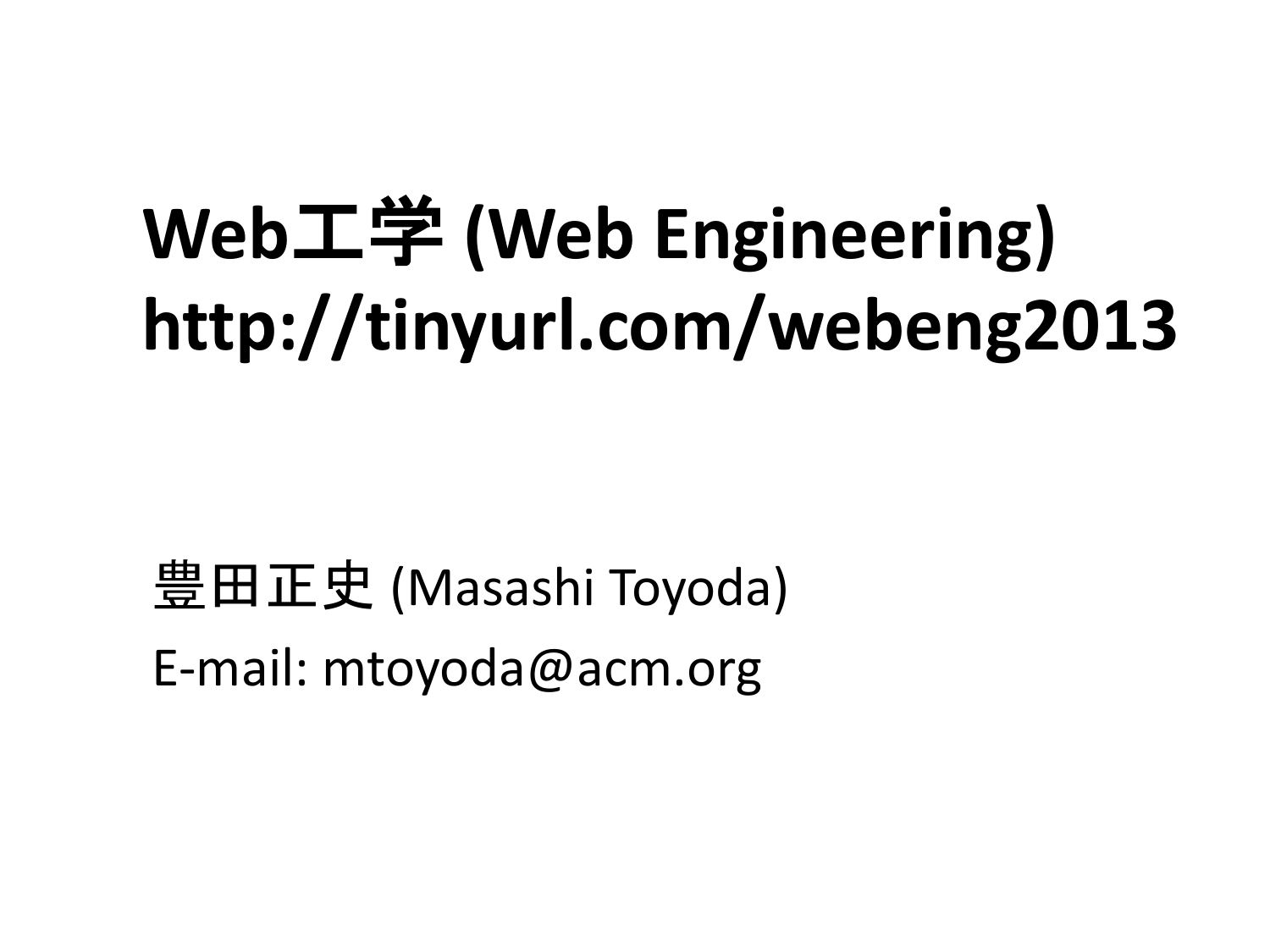# Web工学 (Web Engineering)
# http://tinyurl.com/webeng2013

豊田正史 (Masashi Toyoda)

E-mail: mtoyoda@acm.org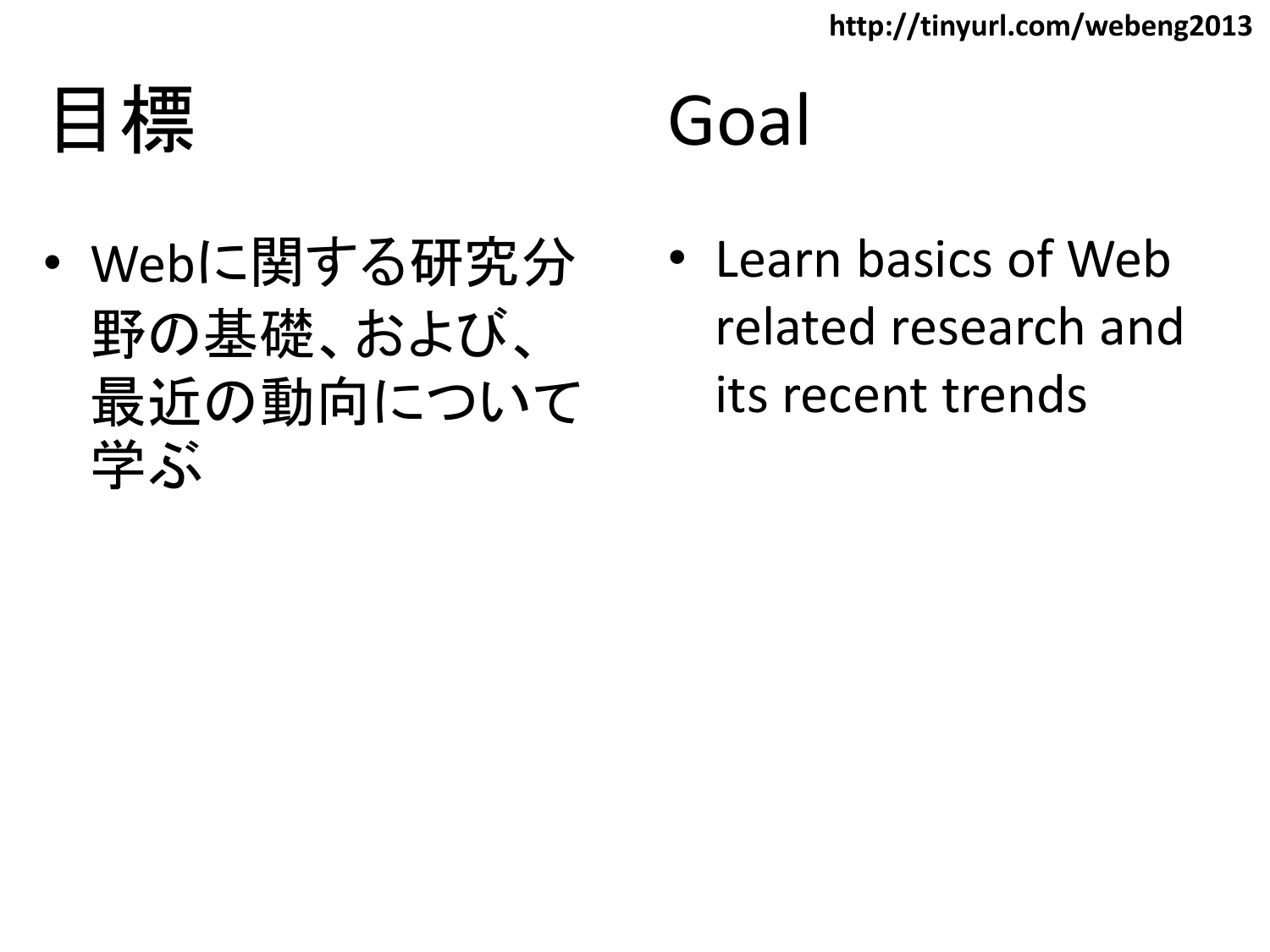# 目標

- Webに関する研究分野の基礎、および、最近の動向について学ぶ

# Goal

- Learn basics of Web related research and its recent trends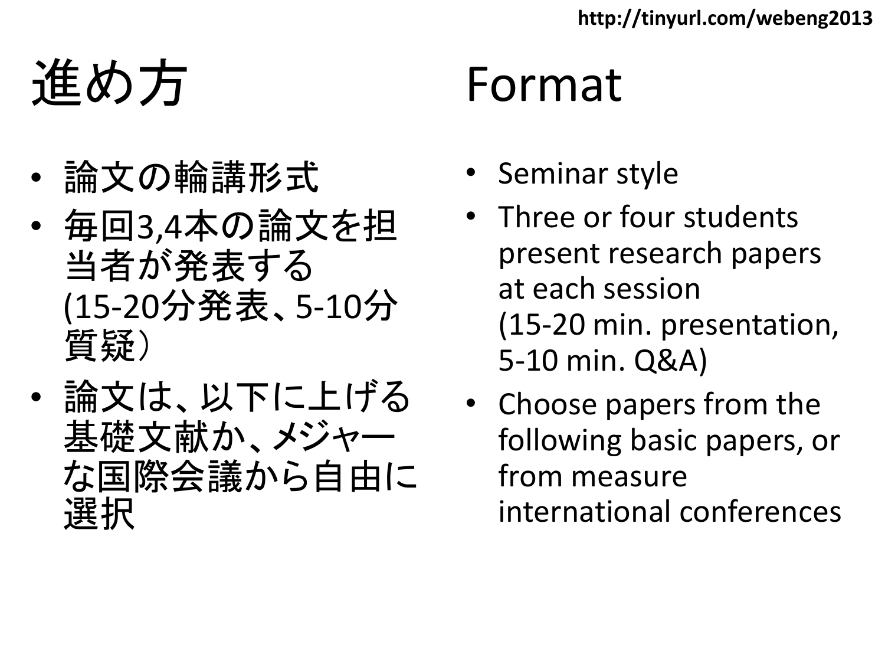# 進め方

- 論文の輪講形式
- 毎回3,4本の論文を担当者が発表する (15-20分発表、5-10分質疑）
- 論文は、以下に上げる基礎文献か、メジャーな国際会議から自由に選択

# Format

- Seminar style
- Three or four students present research papers at each session (15-20 min. presentation, 5-10 min. Q&A)
- Choose papers from the following basic papers, or from measure international conferences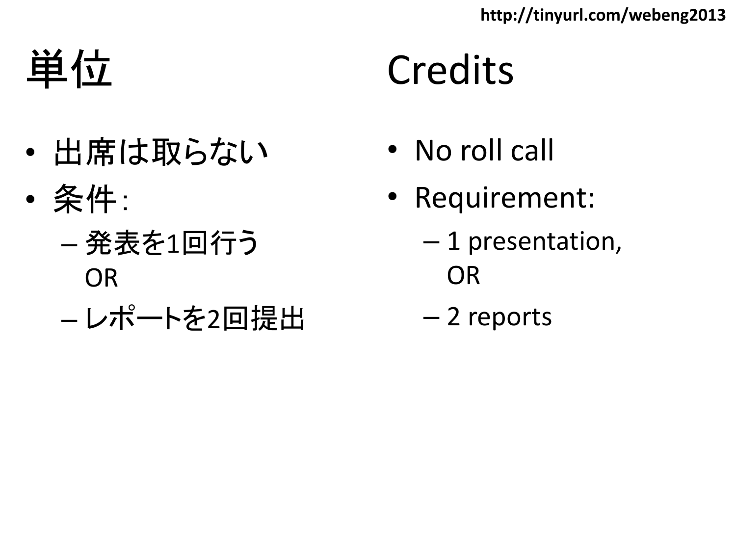# 単位

- 出席は取らない
- 条件 :
  - 発表を1回行う
    OR
  - レポートを2回提出

# Credits

- No roll call
- Requirement:
  - 1 presentation,
    OR
  - 2 reports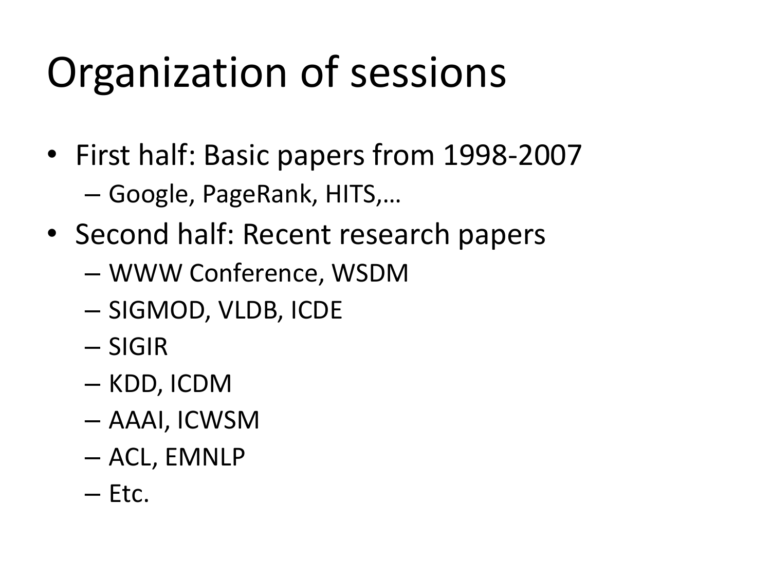# Organization of sessions

- First half: Basic papers from 1998-2007
  - Google, PageRank, HITS,…
- Second half: Recent research papers
  - WWW Conference, WSDM
  - SIGMOD, VLDB, ICDE
  - SIGIR
  - KDD, ICDM
  - AAAI, ICWSM
  - ACL, EMNLP
  - Etc.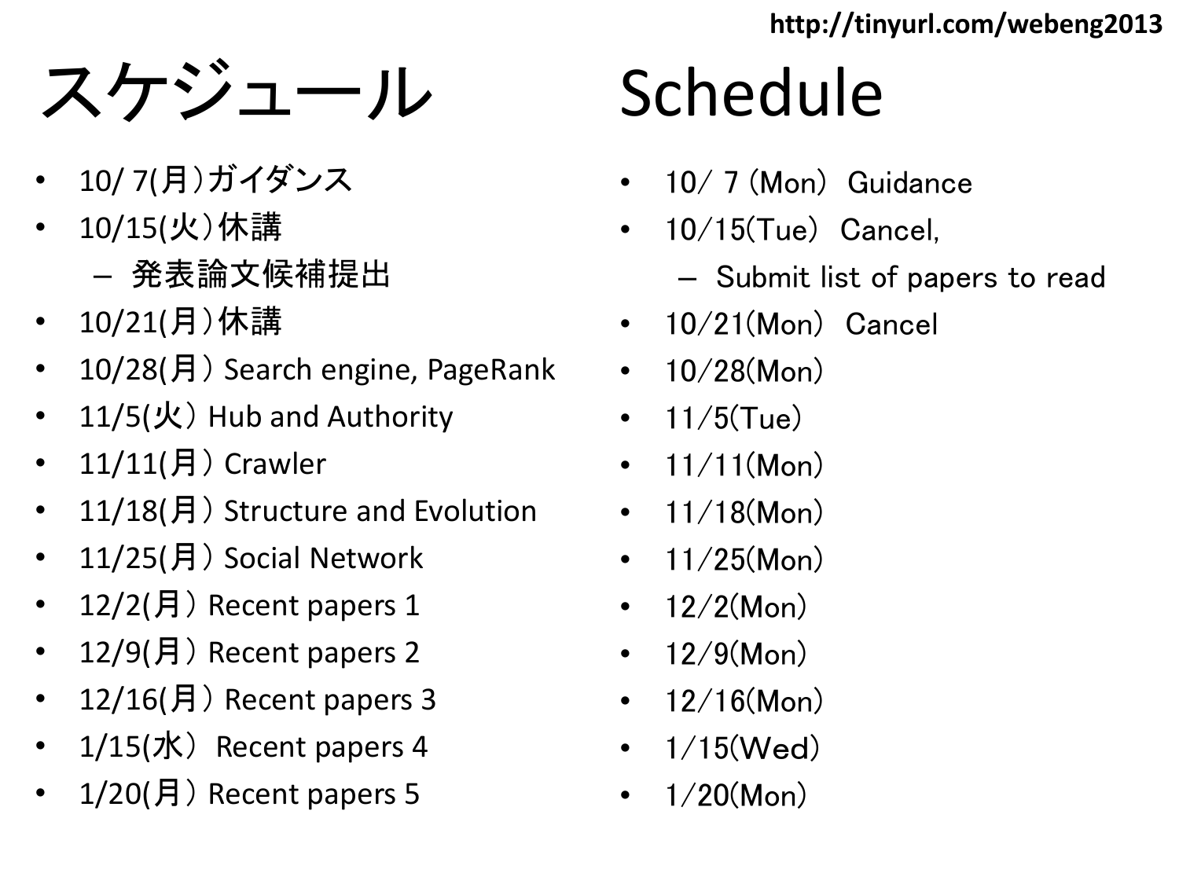http://tinyurl.com/webeng2013

# スケジュール

- 10/ 7(月)ガイダンス
- 10/15(火)休講
  - 発表論文候補提出
- 10/21(月)休講
- 10/28(月) Search engine, PageRank
- 11/5(火) Hub and Authority
- 11/11(月) Crawler
- 11/18(月) Structure and Evolution
- 11/25(月) Social Network
- 12/2(月) Recent papers 1
- 12/9(月) Recent papers 2
- 12/16(月) Recent papers 3
- 1/15(水) Recent papers 4
- 1/20(月) Recent papers 5

# Schedule

- 10/ 7 (Mon) Guidance
- 10/15(Tue) Cancel,
  - Submit list of papers to read
- 10/21(Mon) Cancel
- 10/28(Mon)
- 11/5(Tue)
- 11/11(Mon)
- 11/18(Mon)
- 11/25(Mon)
- 12/2(Mon)
- 12/9(Mon)
- 12/16(Mon)
- 1/15(Wed)
- 1/20(Mon)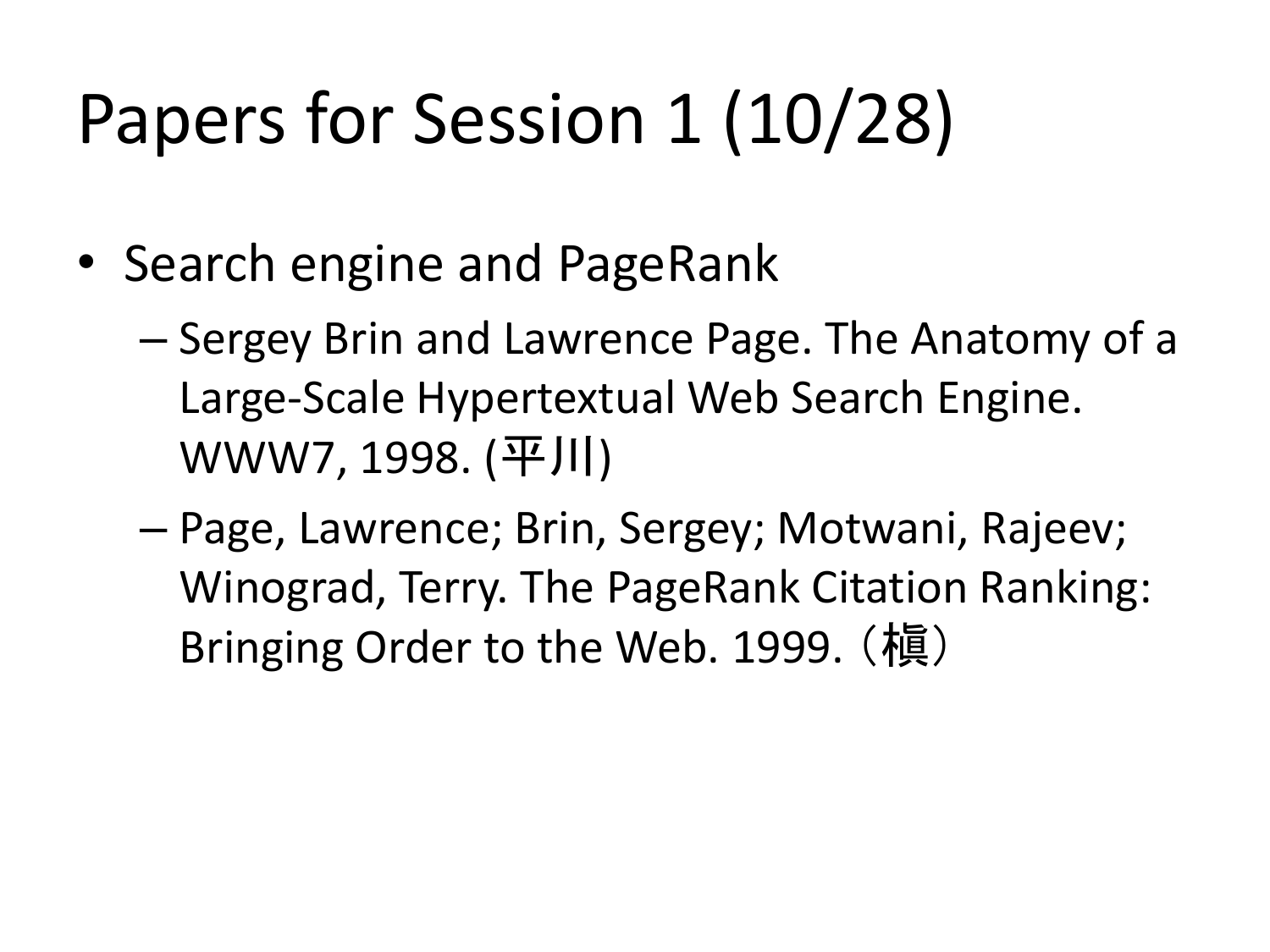# Papers for Session 1 (10/28)

- Search engine and PageRank
  - Sergey Brin and Lawrence Page. The Anatomy of a Large-Scale Hypertextual Web Search Engine. WWW7, 1998. (平川)
  - Page, Lawrence; Brin, Sergey; Motwani, Rajeev; Winograd, Terry. The PageRank Citation Ranking: Bringing Order to the Web. 1999.（槙）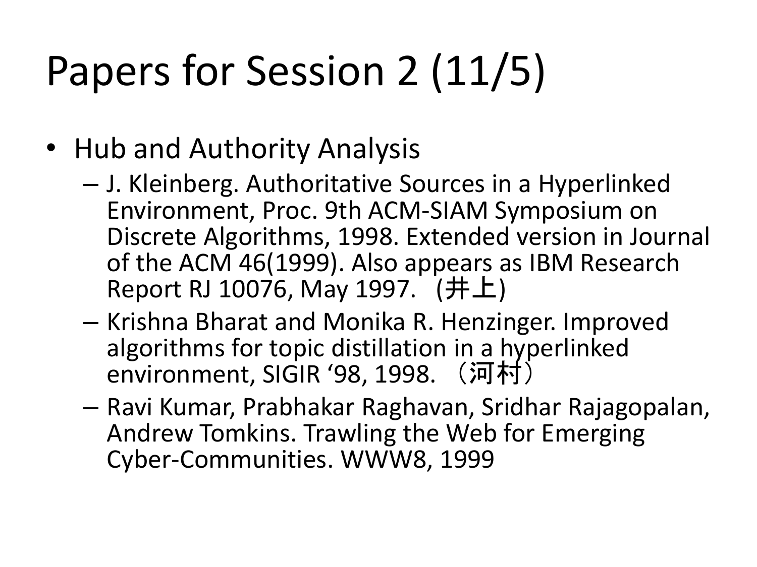# Papers for Session 2 (11/5)

- Hub and Authority Analysis
  - J. Kleinberg. Authoritative Sources in a Hyperlinked Environment, Proc. 9th ACM-SIAM Symposium on Discrete Algorithms, 1998. Extended version in Journal of the ACM 46(1999). Also appears as IBM Research Report RJ 10076, May 1997. (井上)
  - Krishna Bharat and Monika R. Henzinger. Improved algorithms for topic distillation in a hyperlinked environment, SIGIR '98, 1998. （河村）
  - Ravi Kumar, Prabhakar Raghavan, Sridhar Rajagopalan, Andrew Tomkins. Trawling the Web for Emerging Cyber-Communities. WWW8, 1999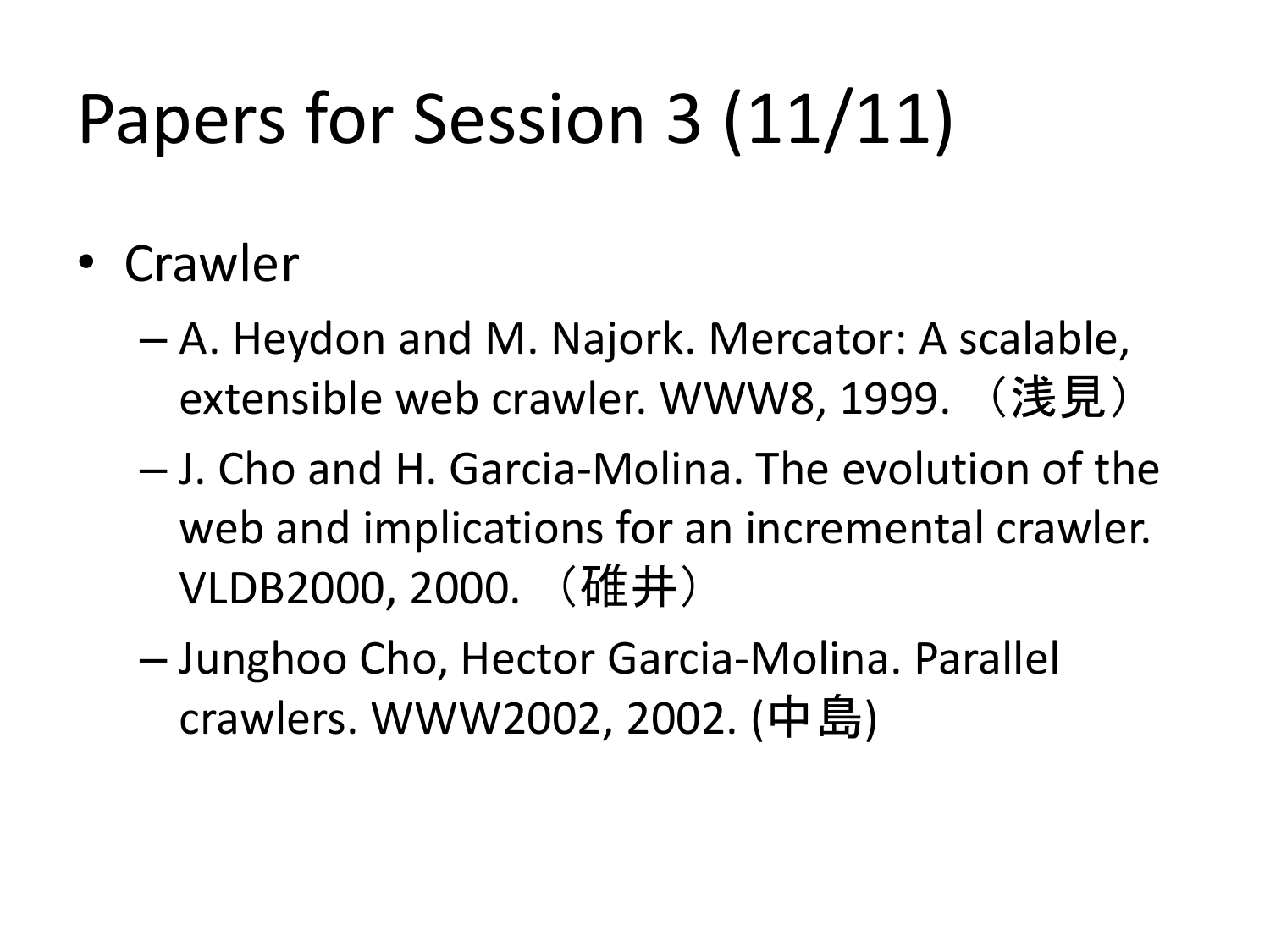# Papers for Session 3 (11/11)

- Crawler
  - A. Heydon and M. Najork. Mercator: A scalable, extensible web crawler. WWW8, 1999. （浅見）
  - J. Cho and H. Garcia-Molina. The evolution of the web and implications for an incremental crawler. VLDB2000, 2000. （碓井）
  - Junghoo Cho, Hector Garcia-Molina. Parallel crawlers. WWW2002, 2002. (中島)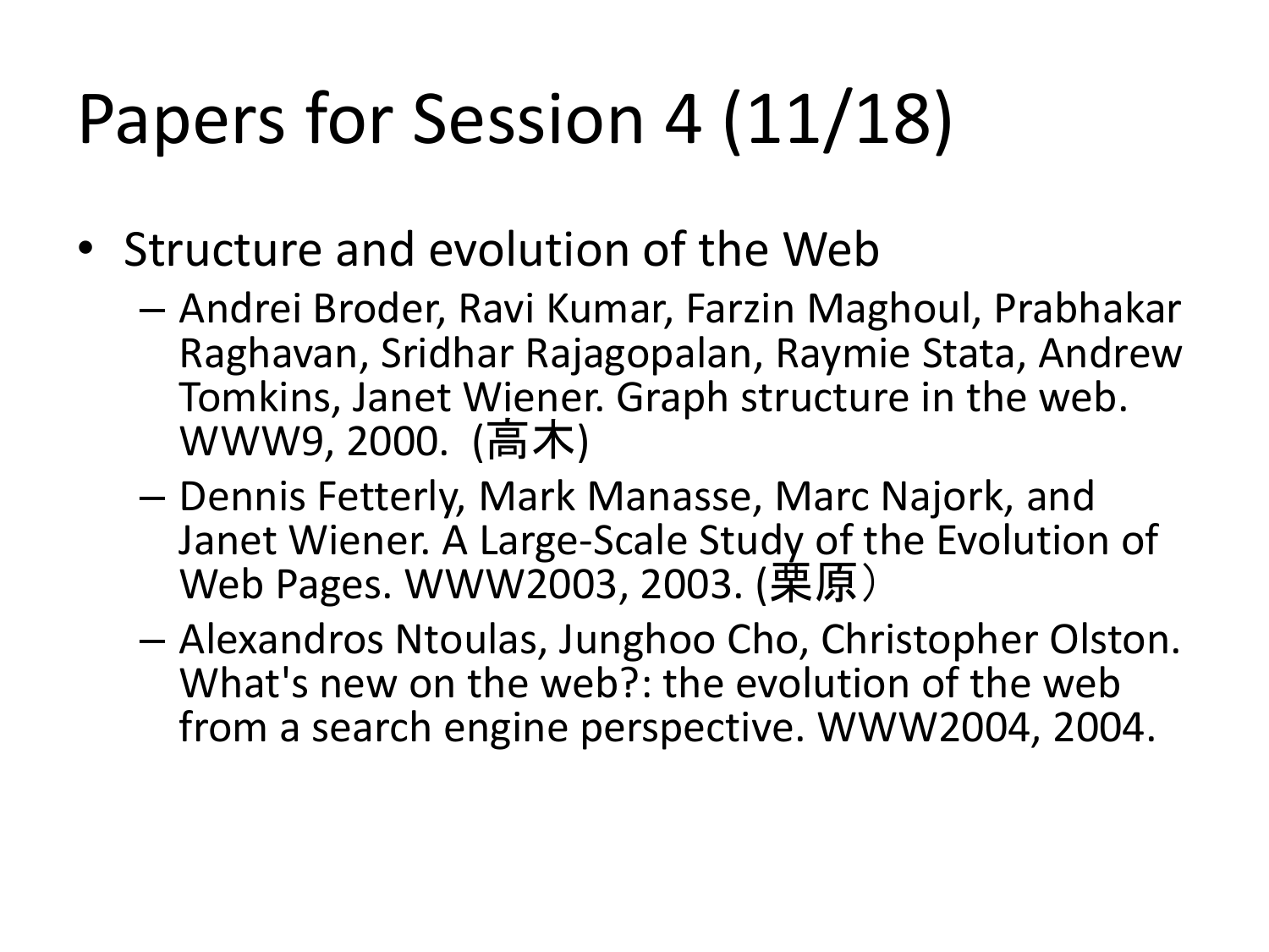# Papers for Session 4 (11/18)

- Structure and evolution of the Web
  - Andrei Broder, Ravi Kumar, Farzin Maghoul, Prabhakar Raghavan, Sridhar Rajagopalan, Raymie Stata, Andrew Tomkins, Janet Wiener. Graph structure in the web. WWW9, 2000. (高木)
  - Dennis Fetterly, Mark Manasse, Marc Najork, and Janet Wiener. A Large-Scale Study of the Evolution of Web Pages. WWW2003, 2003. (栗原）
  - Alexandros Ntoulas, Junghoo Cho, Christopher Olston. What's new on the web?: the evolution of the web from a search engine perspective. WWW2004, 2004.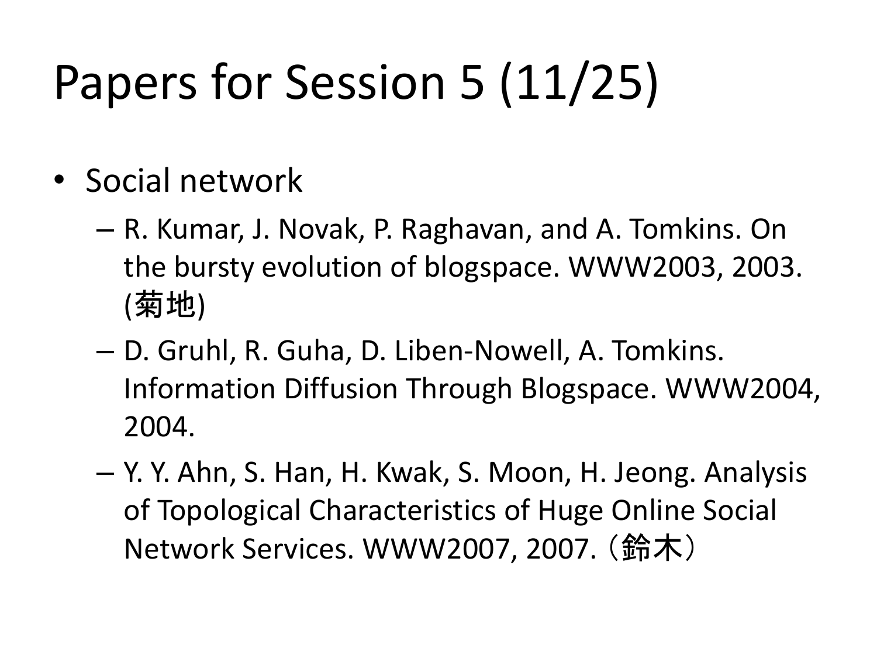# Papers for Session 5 (11/25)

- Social network
  - R. Kumar, J. Novak, P. Raghavan, and A. Tomkins. On the bursty evolution of blogspace. WWW2003, 2003. (菊地)
  - D. Gruhl, R. Guha, D. Liben-Nowell, A. Tomkins. Information Diffusion Through Blogspace. WWW2004, 2004.
  - Y. Y. Ahn, S. Han, H. Kwak, S. Moon, H. Jeong. Analysis of Topological Characteristics of Huge Online Social Network Services. WWW2007, 2007.（鈴木）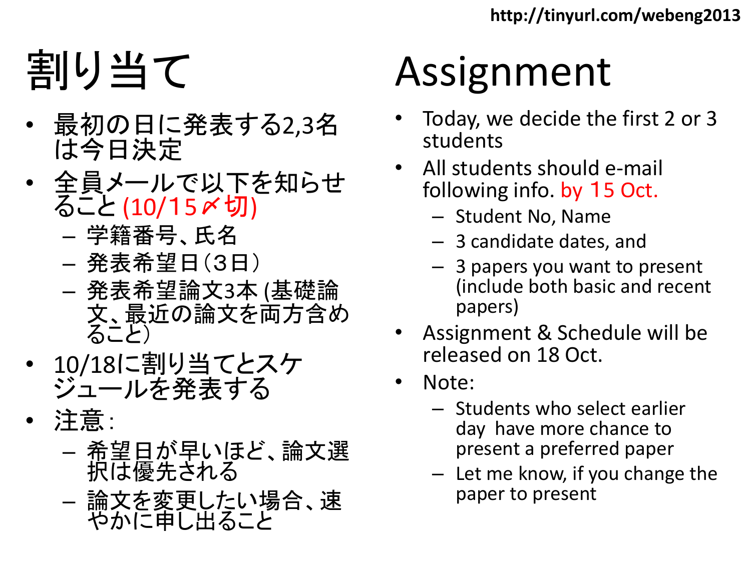http://tinyurl.com/webeng2013

# 割り当て

- 最初の日に発表する2,3名は今日決定
- 全員メールで以下を知らせること (10/15〆切)
  - 学籍番号、氏名
  - 発表希望日（3日）
  - 発表希望論文3本 (基礎論文、最近の論文を両方含めること)
- 10/18に割り当てとスケジュールを発表する
- 注意：
  - 希望日が早いほど、論文選択は優先される
  - 論文を変更したい場合、速やかに申し出ること

# Assignment

- Today, we decide the first 2 or 3 students
- All students should e-mail following info. by 15 Oct.
  - Student No, Name
  - 3 candidate dates, and
  - 3 papers you want to present (include both basic and recent papers)
- Assignment & Schedule will be released on 18 Oct.
- Note:
  - Students who select earlier day have more chance to present a preferred paper
  - Let me know, if you change the paper to present